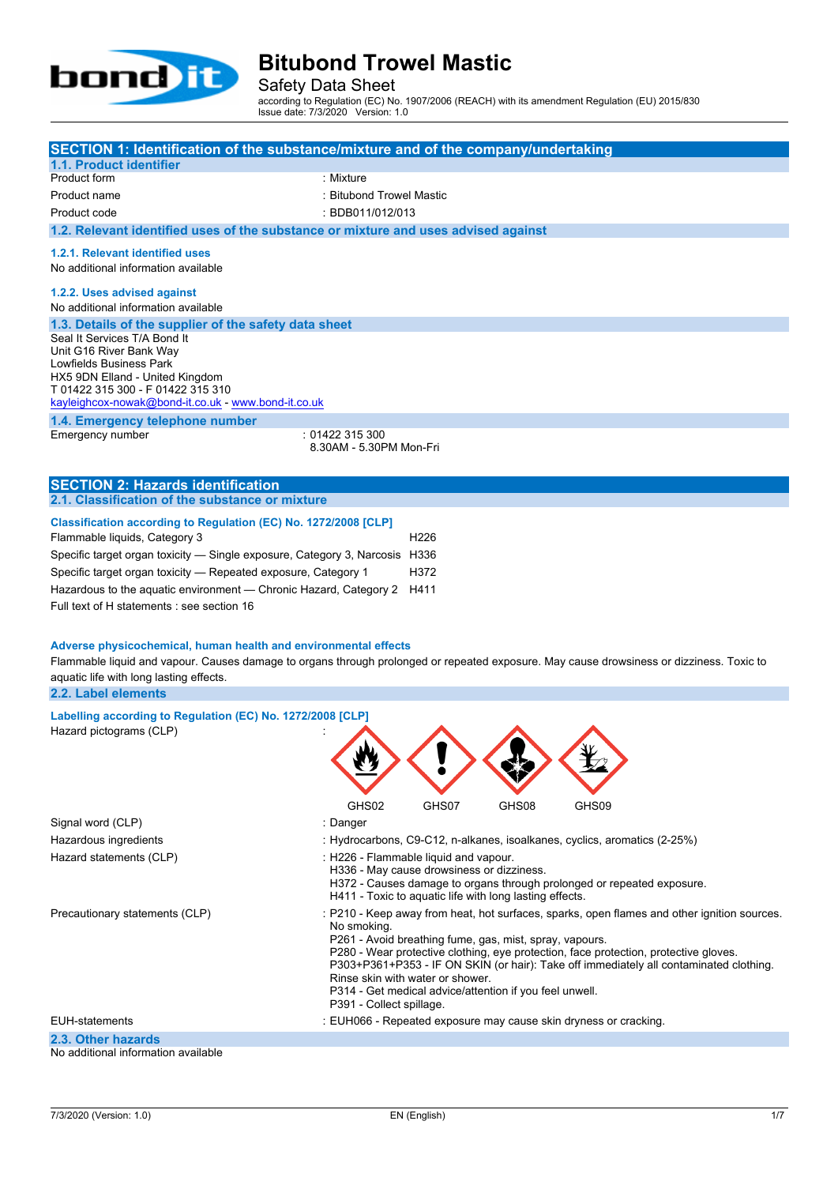# Bitubond Trowel Mastic

Safety Data Sheet

according to Regulation (EC) No. 1907/2006 (REACH) with its amendment Regulation (EU) 2015/830
Issue date: 7/3/2020 Version: 1.0

## SECTION 1: Identification of the substance/mixture and of the company/undertaking

### 1.1. Product identifier

| | |
|---|---|
| Product form | : Mixture |
| Product name | : Bitubond Trowel Mastic |
| Product code | : BDB011/012/013 |

### 1.2. Relevant identified uses of the substance or mixture and uses advised against

#### 1.2.1. Relevant identified uses

No additional information available

#### 1.2.2. Uses advised against

No additional information available

### 1.3. Details of the supplier of the safety data sheet

Seal It Services T/A Bond It
Unit G16 River Bank Way
Lowfields Business Park
HX5 9DN Elland - United Kingdom
T 01422 315 300 - F 01422 315 310
kayleighcox-nowak@bond-it.co.uk - www.bond-it.co.uk

### 1.4. Emergency telephone number

| | |
|---|---|
| Emergency number | : 01422 315 300<br>8.30AM - 5.30PM Mon-Fri |

## SECTION 2: Hazards identification

### 2.1. Classification of the substance or mixture

**Classification according to Regulation (EC) No. 1272/2008 [CLP]**

| | |
|---|---|
| Flammable liquids, Category 3 | H226 |
| Specific target organ toxicity — Single exposure, Category 3, Narcosis | H336 |
| Specific target organ toxicity — Repeated exposure, Category 1 | H372 |
| Hazardous to the aquatic environment — Chronic Hazard, Category 2 | H411 |

Full text of H statements : see section 16

**Adverse physicochemical, human health and environmental effects**

Flammable liquid and vapour. Causes damage to organs through prolonged or repeated exposure. May cause drowsiness or dizziness. Toxic to aquatic life with long lasting effects.

### 2.2. Label elements

**Labelling according to Regulation (EC) No. 1272/2008 [CLP]**

| | |
|---|---|
| Hazard pictograms (CLP) | : GHS02 GHS07 GHS08 GHS09 |
| Signal word (CLP) | : Danger |
| Hazardous ingredients | : Hydrocarbons, C9-C12, n-alkanes, isoalkanes, cyclics, aromatics (2-25%) |
| Hazard statements (CLP) | : H226 - Flammable liquid and vapour.<br>H336 - May cause drowsiness or dizziness.<br>H372 - Causes damage to organs through prolonged or repeated exposure.<br>H411 - Toxic to aquatic life with long lasting effects. |
| Precautionary statements (CLP) | : P210 - Keep away from heat, hot surfaces, sparks, open flames and other ignition sources. No smoking.<br>P261 - Avoid breathing fume, gas, mist, spray, vapours.<br>P280 - Wear protective clothing, eye protection, face protection, protective gloves.<br>P303+P361+P353 - IF ON SKIN (or hair): Take off immediately all contaminated clothing. Rinse skin with water or shower.<br>P314 - Get medical advice/attention if you feel unwell.<br>P391 - Collect spillage. |
| EUH-statements | : EUH066 - Repeated exposure may cause skin dryness or cracking. |

### 2.3. Other hazards

No additional information available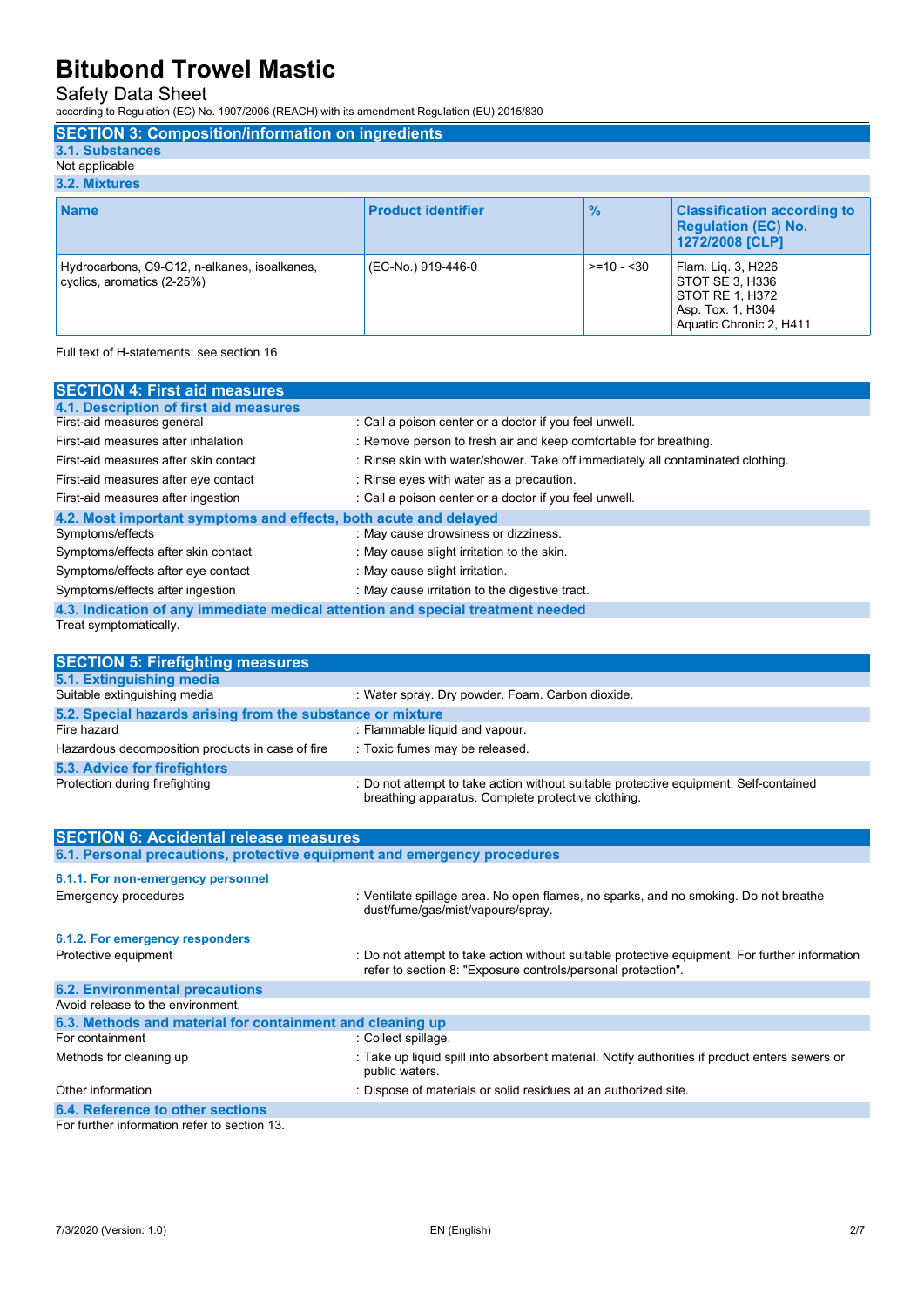## SECTION 3: Composition/information on ingredients

### 3.1. Substances

Not applicable

### 3.2. Mixtures

| Name | Product identifier | % | Classification according to Regulation (EC) No. 1272/2008 [CLP] |
|---|---|---|---|
| Hydrocarbons, C9-C12, n-alkanes, isoalkanes, cyclics, aromatics (2-25%) | (EC-No.) 919-446-0 | >=10 - <30 | Flam. Liq. 3, H226<br>STOT SE 3, H336<br>STOT RE 1, H372<br>Asp. Tox. 1, H304<br>Aquatic Chronic 2, H411 |

Full text of H-statements: see section 16

## SECTION 4: First aid measures

### 4.1. Description of first aid measures

| | |
|---|---|
| First-aid measures general | : Call a poison center or a doctor if you feel unwell. |
| First-aid measures after inhalation | : Remove person to fresh air and keep comfortable for breathing. |
| First-aid measures after skin contact | : Rinse skin with water/shower. Take off immediately all contaminated clothing. |
| First-aid measures after eye contact | : Rinse eyes with water as a precaution. |
| First-aid measures after ingestion | : Call a poison center or a doctor if you feel unwell. |

### 4.2. Most important symptoms and effects, both acute and delayed

| | |
|---|---|
| Symptoms/effects | : May cause drowsiness or dizziness. |
| Symptoms/effects after skin contact | : May cause slight irritation to the skin. |
| Symptoms/effects after eye contact | : May cause slight irritation. |
| Symptoms/effects after ingestion | : May cause irritation to the digestive tract. |

### 4.3. Indication of any immediate medical attention and special treatment needed

Treat symptomatically.

## SECTION 5: Firefighting measures

### 5.1. Extinguishing media

| | |
|---|---|
| Suitable extinguishing media | : Water spray. Dry powder. Foam. Carbon dioxide. |

### 5.2. Special hazards arising from the substance or mixture

| | |
|---|---|
| Fire hazard | : Flammable liquid and vapour. |
| Hazardous decomposition products in case of fire | : Toxic fumes may be released. |

### 5.3. Advice for firefighters

| | |
|---|---|
| Protection during firefighting | : Do not attempt to take action without suitable protective equipment. Self-contained breathing apparatus. Complete protective clothing. |

## SECTION 6: Accidental release measures

### 6.1. Personal precautions, protective equipment and emergency procedures

#### 6.1.1. For non-emergency personnel

| | |
|---|---|
| Emergency procedures | : Ventilate spillage area. No open flames, no sparks, and no smoking. Do not breathe dust/fume/gas/mist/vapours/spray. |

#### 6.1.2. For emergency responders

| | |
|---|---|
| Protective equipment | : Do not attempt to take action without suitable protective equipment. For further information refer to section 8: "Exposure controls/personal protection". |

### 6.2. Environmental precautions

Avoid release to the environment.

### 6.3. Methods and material for containment and cleaning up

| | |
|---|---|
| For containment | : Collect spillage. |
| Methods for cleaning up | : Take up liquid spill into absorbent material. Notify authorities if product enters sewers or public waters. |
| Other information | : Dispose of materials or solid residues at an authorized site. |

### 6.4. Reference to other sections

For further information refer to section 13.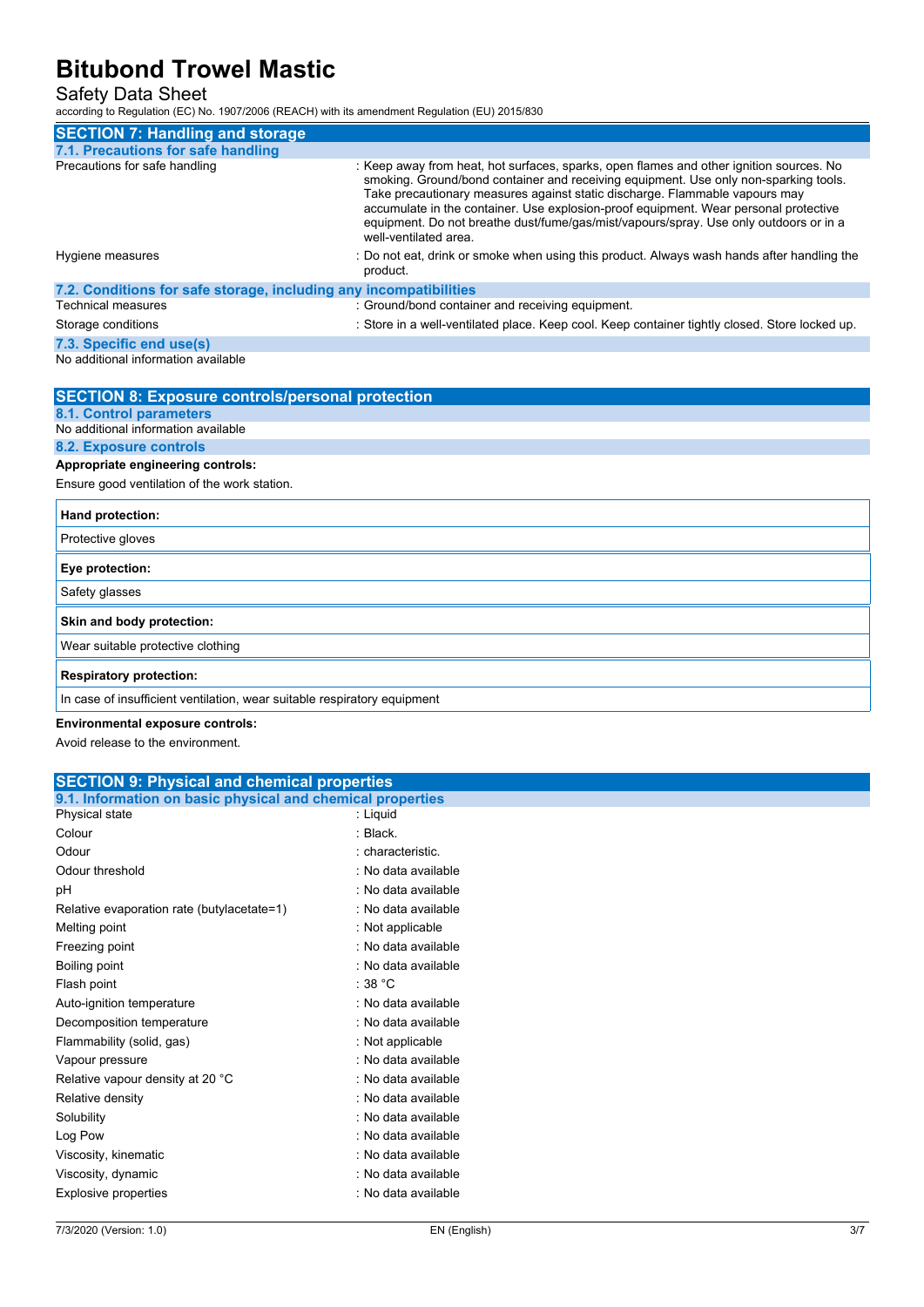## SECTION 7: Handling and storage

### 7.1. Precautions for safe handling

| | |
|---|---|
| Precautions for safe handling | : Keep away from heat, hot surfaces, sparks, open flames and other ignition sources. No smoking. Ground/bond container and receiving equipment. Use only non-sparking tools. Take precautionary measures against static discharge. Flammable vapours may accumulate in the container. Use explosion-proof equipment. Wear personal protective equipment. Do not breathe dust/fume/gas/mist/vapours/spray. Use only outdoors or in a well-ventilated area. |
| Hygiene measures | : Do not eat, drink or smoke when using this product. Always wash hands after handling the product. |

### 7.2. Conditions for safe storage, including any incompatibilities

| | |
|---|---|
| Technical measures | : Ground/bond container and receiving equipment. |
| Storage conditions | : Store in a well-ventilated place. Keep cool. Keep container tightly closed. Store locked up. |

### 7.3. Specific end use(s)

No additional information available

## SECTION 8: Exposure controls/personal protection

### 8.1. Control parameters

No additional information available

### 8.2. Exposure controls

**Appropriate engineering controls:**

Ensure good ventilation of the work station.

| **Hand protection:** |
|---|
| Protective gloves |

| **Eye protection:** |
|---|
| Safety glasses |

| **Skin and body protection:** |
|---|
| Wear suitable protective clothing |

| **Respiratory protection:** |
|---|
| In case of insufficient ventilation, wear suitable respiratory equipment |

**Environmental exposure controls:**

Avoid release to the environment.

## SECTION 9: Physical and chemical properties

### 9.1. Information on basic physical and chemical properties

| | |
|---|---|
| Physical state | : Liquid |
| Colour | : Black. |
| Odour | : characteristic. |
| Odour threshold | : No data available |
| pH | : No data available |
| Relative evaporation rate (butylacetate=1) | : No data available |
| Melting point | : Not applicable |
| Freezing point | : No data available |
| Boiling point | : No data available |
| Flash point | : 38 °C |
| Auto-ignition temperature | : No data available |
| Decomposition temperature | : No data available |
| Flammability (solid, gas) | : Not applicable |
| Vapour pressure | : No data available |
| Relative vapour density at 20 °C | : No data available |
| Relative density | : No data available |
| Solubility | : No data available |
| Log Pow | : No data available |
| Viscosity, kinematic | : No data available |
| Viscosity, dynamic | : No data available |
| Explosive properties | : No data available |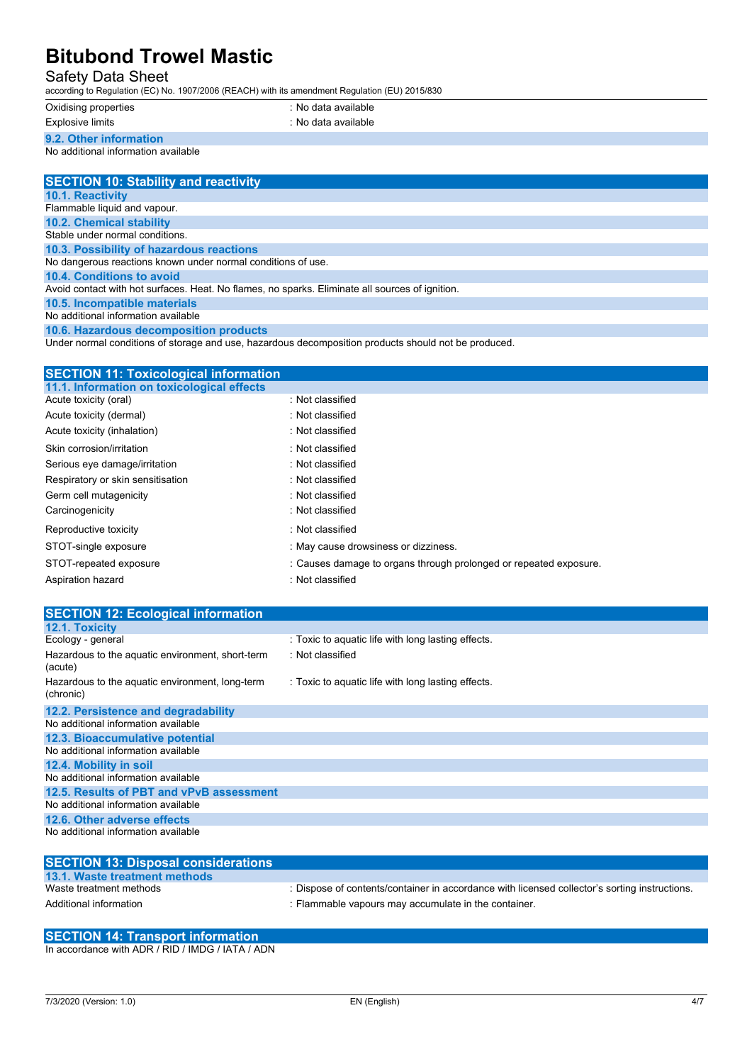| | |
|---|---|
| Oxidising properties | : No data available |
| Explosive limits | : No data available |

### 9.2. Other information

No additional information available

## SECTION 10: Stability and reactivity

### 10.1. Reactivity

Flammable liquid and vapour.

### 10.2. Chemical stability

Stable under normal conditions.

### 10.3. Possibility of hazardous reactions

No dangerous reactions known under normal conditions of use.

### 10.4. Conditions to avoid

Avoid contact with hot surfaces. Heat. No flames, no sparks. Eliminate all sources of ignition.

### 10.5. Incompatible materials

No additional information available

### 10.6. Hazardous decomposition products

Under normal conditions of storage and use, hazardous decomposition products should not be produced.

## SECTION 11: Toxicological information

### 11.1. Information on toxicological effects

| | |
|---|---|
| Acute toxicity (oral) | : Not classified |
| Acute toxicity (dermal) | : Not classified |
| Acute toxicity (inhalation) | : Not classified |
| Skin corrosion/irritation | : Not classified |
| Serious eye damage/irritation | : Not classified |
| Respiratory or skin sensitisation | : Not classified |
| Germ cell mutagenicity | : Not classified |
| Carcinogenicity | : Not classified |
| Reproductive toxicity | : Not classified |
| STOT-single exposure | : May cause drowsiness or dizziness. |
| STOT-repeated exposure | : Causes damage to organs through prolonged or repeated exposure. |
| Aspiration hazard | : Not classified |

## SECTION 12: Ecological information

### 12.1. Toxicity

| | |
|---|---|
| Ecology - general | : Toxic to aquatic life with long lasting effects. |
| Hazardous to the aquatic environment, short-term (acute) | : Not classified |
| Hazardous to the aquatic environment, long-term (chronic) | : Toxic to aquatic life with long lasting effects. |

### 12.2. Persistence and degradability

No additional information available

### 12.3. Bioaccumulative potential

No additional information available

### 12.4. Mobility in soil

No additional information available

### 12.5. Results of PBT and vPvB assessment

No additional information available

### 12.6. Other adverse effects

No additional information available

## SECTION 13: Disposal considerations

### 13.1. Waste treatment methods

| | |
|---|---|
| Waste treatment methods | : Dispose of contents/container in accordance with licensed collector's sorting instructions. |
| Additional information | : Flammable vapours may accumulate in the container. |

## SECTION 14: Transport information

In accordance with ADR / RID / IMDG / IATA / ADN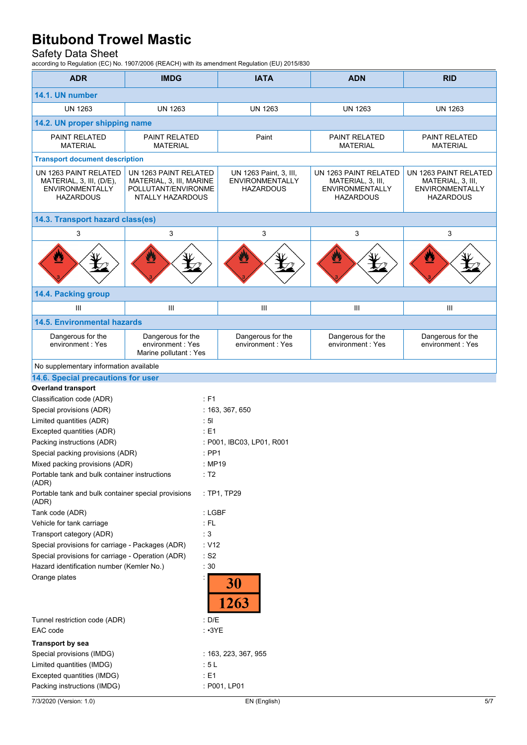| ADR | IMDG | IATA | ADN | RID |
|---|---|---|---|---|
| **14.1. UN number** | | | | |
| UN 1263 | UN 1263 | UN 1263 | UN 1263 | UN 1263 |
| **14.2. UN proper shipping name** | | | | |
| PAINT RELATED MATERIAL | PAINT RELATED MATERIAL | Paint | PAINT RELATED MATERIAL | PAINT RELATED MATERIAL |
| **Transport document description** | | | | |
| UN 1263 PAINT RELATED MATERIAL, 3, III, (D/E), ENVIRONMENTALLY HAZARDOUS | UN 1263 PAINT RELATED MATERIAL, 3, III, MARINE POLLUTANT/ENVIRONMENTALLY HAZARDOUS | UN 1263 Paint, 3, III, ENVIRONMENTALLY HAZARDOUS | UN 1263 PAINT RELATED MATERIAL, 3, III, ENVIRONMENTALLY HAZARDOUS | UN 1263 PAINT RELATED MATERIAL, 3, III, ENVIRONMENTALLY HAZARDOUS |
| **14.3. Transport hazard class(es)** | | | | |
| 3 | 3 | 3 | 3 | 3 |
| **14.4. Packing group** | | | | |
| III | III | III | III | III |
| **14.5. Environmental hazards** | | | | |
| Dangerous for the environment : Yes | Dangerous for the environment : Yes<br>Marine pollutant : Yes | Dangerous for the environment : Yes | Dangerous for the environment : Yes | Dangerous for the environment : Yes |

No supplementary information available

## 14.6. Special precautions for user

**Overland transport**

Classification code (ADR) : F1
Special provisions (ADR) : 163, 367, 650
Limited quantities (ADR) : 5l
Excepted quantities (ADR) : E1
Packing instructions (ADR) : P001, IBC03, LP01, R001
Special packing provisions (ADR) : PP1
Mixed packing provisions (ADR) : MP19
Portable tank and bulk container instructions (ADR) : T2
Portable tank and bulk container special provisions (ADR) : TP1, TP29
Tank code (ADR) : LGBF
Vehicle for tank carriage : FL
Transport category (ADR) : 3
Special provisions for carriage - Packages (ADR) : V12
Special provisions for carriage - Operation (ADR) : S2
Hazard identification number (Kemler No.) : 30
Orange plates :

| 30 |
|---|
| 1263 |

Tunnel restriction code (ADR) : D/E
EAC code : •3YE

**Transport by sea**

Special provisions (IMDG) : 163, 223, 367, 955
Limited quantities (IMDG) : 5 L
Excepted quantities (IMDG) : E1
Packing instructions (IMDG) : P001, LP01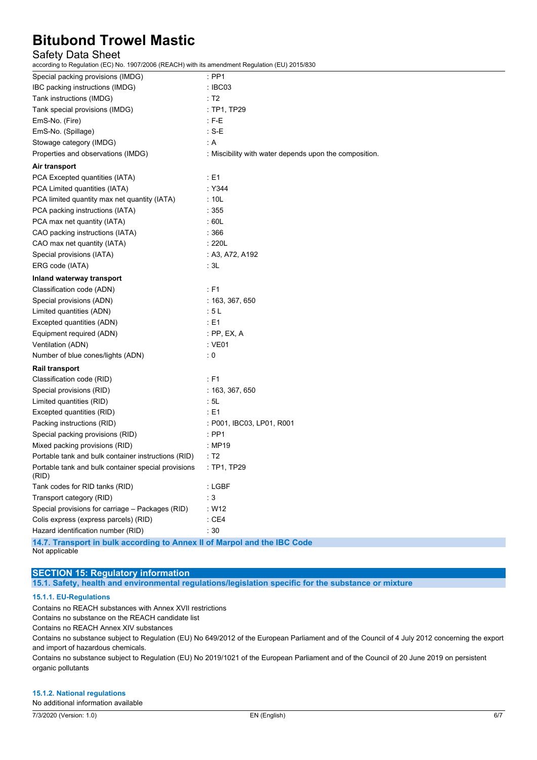| | |
|---|---|
| Special packing provisions (IMDG) | : PP1 |
| IBC packing instructions (IMDG) | : IBC03 |
| Tank instructions (IMDG) | : T2 |
| Tank special provisions (IMDG) | : TP1, TP29 |
| EmS-No. (Fire) | : F-E |
| EmS-No. (Spillage) | : S-E |
| Stowage category (IMDG) | : A |
| Properties and observations (IMDG) | : Miscibility with water depends upon the composition. |

**Air transport**

| | |
|---|---|
| PCA Excepted quantities (IATA) | : E1 |
| PCA Limited quantities (IATA) | : Y344 |
| PCA limited quantity max net quantity (IATA) | : 10L |
| PCA packing instructions (IATA) | : 355 |
| PCA max net quantity (IATA) | : 60L |
| CAO packing instructions (IATA) | : 366 |
| CAO max net quantity (IATA) | : 220L |
| Special provisions (IATA) | : A3, A72, A192 |
| ERG code (IATA) | : 3L |

**Inland waterway transport**

| | |
|---|---|
| Classification code (ADN) | : F1 |
| Special provisions (ADN) | : 163, 367, 650 |
| Limited quantities (ADN) | : 5 L |
| Excepted quantities (ADN) | : E1 |
| Equipment required (ADN) | : PP, EX, A |
| Ventilation (ADN) | : VE01 |
| Number of blue cones/lights (ADN) | : 0 |

**Rail transport**

| | |
|---|---|
| Classification code (RID) | : F1 |
| Special provisions (RID) | : 163, 367, 650 |
| Limited quantities (RID) | : 5L |
| Excepted quantities (RID) | : E1 |
| Packing instructions (RID) | : P001, IBC03, LP01, R001 |
| Special packing provisions (RID) | : PP1 |
| Mixed packing provisions (RID) | : MP19 |
| Portable tank and bulk container instructions (RID) | : T2 |
| Portable tank and bulk container special provisions (RID) | : TP1, TP29 |
| Tank codes for RID tanks (RID) | : LGBF |
| Transport category (RID) | : 3 |
| Special provisions for carriage – Packages (RID) | : W12 |
| Colis express (express parcels) (RID) | : CE4 |
| Hazard identification number (RID) | : 30 |

### 14.7. Transport in bulk according to Annex II of Marpol and the IBC Code

Not applicable

## SECTION 15: Regulatory information

### 15.1. Safety, health and environmental regulations/legislation specific for the substance or mixture

#### 15.1.1. EU-Regulations

Contains no REACH substances with Annex XVII restrictions

Contains no substance on the REACH candidate list

Contains no REACH Annex XIV substances

Contains no substance subject to Regulation (EU) No 649/2012 of the European Parliament and of the Council of 4 July 2012 concerning the export and import of hazardous chemicals.

Contains no substance subject to Regulation (EU) No 2019/1021 of the European Parliament and of the Council of 20 June 2019 on persistent organic pollutants

#### 15.1.2. National regulations

No additional information available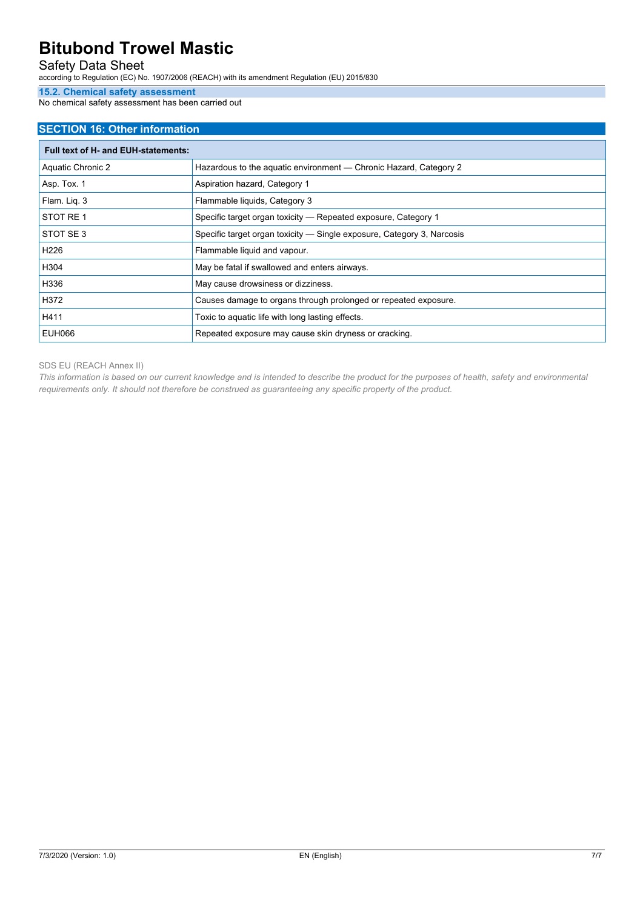### 15.2. Chemical safety assessment

No chemical safety assessment has been carried out

## SECTION 16: Other information

| Full text of H- and EUH-statements: | |
|---|---|
| Aquatic Chronic 2 | Hazardous to the aquatic environment — Chronic Hazard, Category 2 |
| Asp. Tox. 1 | Aspiration hazard, Category 1 |
| Flam. Liq. 3 | Flammable liquids, Category 3 |
| STOT RE 1 | Specific target organ toxicity — Repeated exposure, Category 1 |
| STOT SE 3 | Specific target organ toxicity — Single exposure, Category 3, Narcosis |
| H226 | Flammable liquid and vapour. |
| H304 | May be fatal if swallowed and enters airways. |
| H336 | May cause drowsiness or dizziness. |
| H372 | Causes damage to organs through prolonged or repeated exposure. |
| H411 | Toxic to aquatic life with long lasting effects. |
| EUH066 | Repeated exposure may cause skin dryness or cracking. |

SDS EU (REACH Annex II)

*This information is based on our current knowledge and is intended to describe the product for the purposes of health, safety and environmental requirements only. It should not therefore be construed as guaranteeing any specific property of the product.*